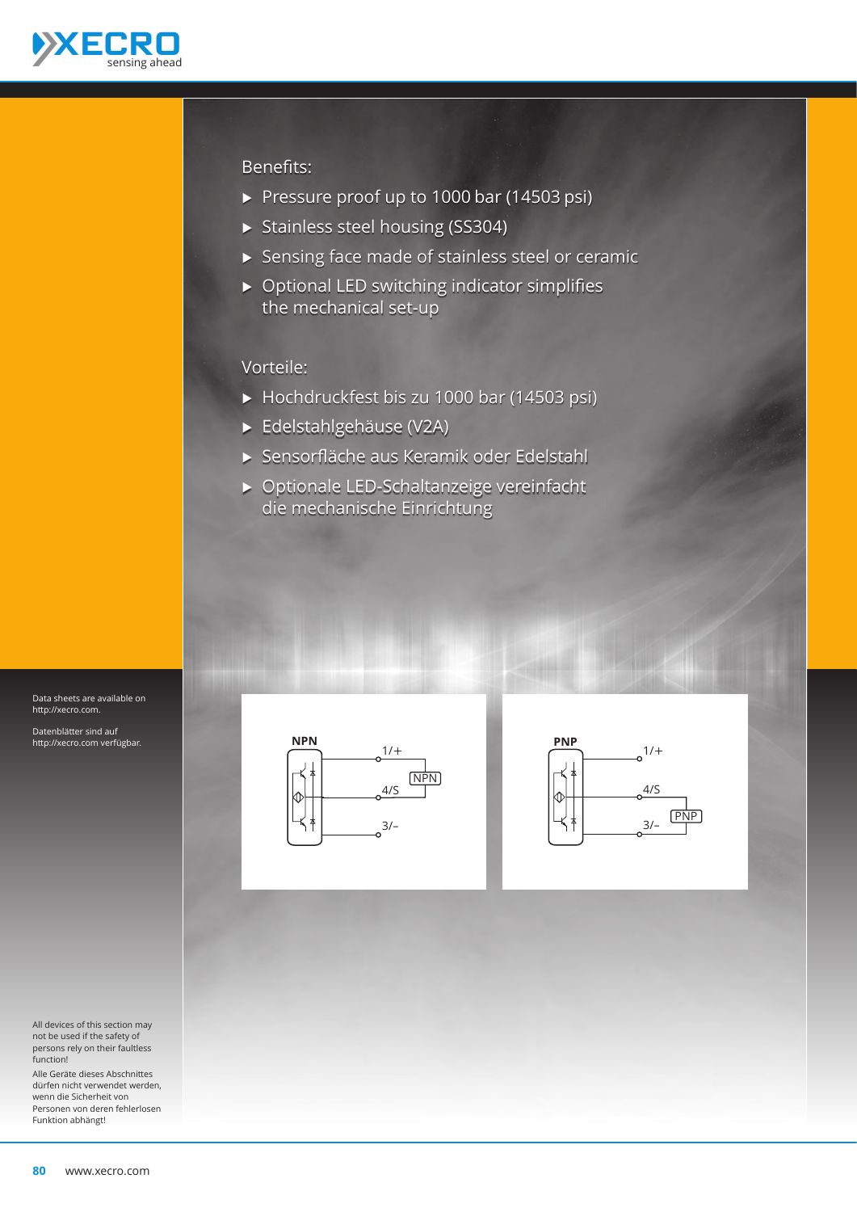XECRO
sensing ahead

## Benefits:

- Pressure proof up to 1000 bar (14503 psi)
- Stainless steel housing (SS304)
- Sensing face made of stainless steel or ceramic
- Optional LED switching indicator simplifies the mechanical set-up

## Vorteile:

- Hochdruckfest bis zu 1000 bar (14503 psi)
- Edelstahlgehäuse (V2A)
- Sensorfläche aus Keramik oder Edelstahl
- Optionale LED-Schaltanzeige vereinfacht die mechanische Einrichtung

**NPN**

1/+
4/S
3/–
NPN

**PNP**

1/+
4/S
3/–
PNP

Data sheets are available on http://xecro.com.

Datenblätter sind auf http://xecro.com verfügbar.

All devices of this section may not be used if the safety of persons rely on their faultless function!

Alle Geräte dieses Abschnittes dürfen nicht verwendet werden, wenn die Sicherheit von Personen von deren fehlerlosen Funktion abhängt!

www.xecro.com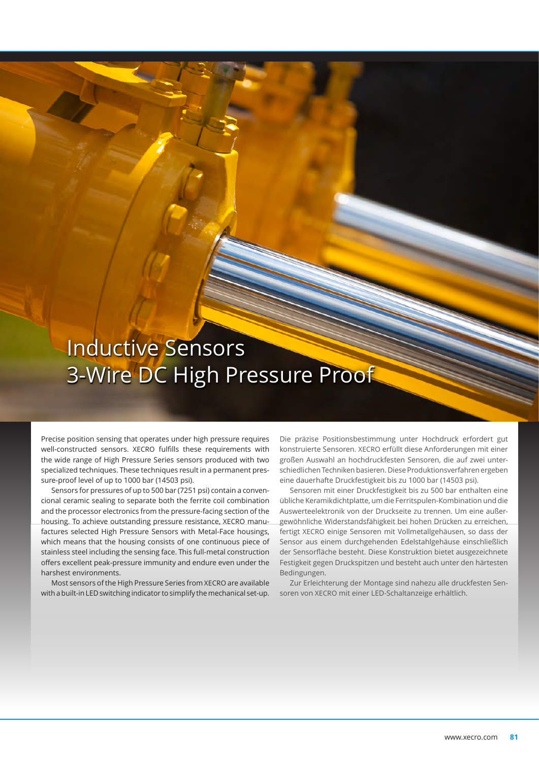# Inductive Sensors
# 3-Wire DC High Pressure Proof

Precise position sensing that operates under high pressure requires well-constructed sensors. XECRO fulfills these requirements with the wide range of High Pressure Series sensors produced with two specialized techniques. These techniques result in a permanent pressure-proof level of up to 1000 bar (14503 psi).

Sensors for pressures of up to 500 bar (7251 psi) contain a conventional ceramic sealing to separate both the ferrite coil combination and the processor electronics from the pressure-facing section of the housing. To achieve outstanding pressure resistance, XECRO manufactures selected High Pressure Sensors with Metal-Face housings, which means that the housing consists of one continuous piece of stainless steel including the sensing face. This full-metal construction offers excellent peak-pressure immunity and endure even under the harshest environments.

Most sensors of the High Pressure Series from XECRO are available with a built-in LED switching indicator to simplify the mechanical set-up.

Die präzise Positionsbestimmung unter Hochdruck erfordert gut konstruierte Sensoren. XECRO erfüllt diese Anforderungen mit einer großen Auswahl an hochdruckfesten Sensoren, die auf zwei unterschiedlichen Techniken basieren. Diese Produktionsverfahren ergeben eine dauerhafte Druckfestigkeit bis zu 1000 bar (14503 psi).

Sensoren mit einer Druckfestigkeit bis zu 500 bar enthalten eine übliche Keramikdichtplatte, um die Ferritspulen-Kombination und die Auswerteelektronik von der Druckseite zu trennen. Um eine außergewöhnliche Widerstandsfähigkeit bei hohen Drücken zu erreichen, fertigt XECRO einige Sensoren mit Vollmetallgehäusen, so dass der Sensor aus einem durchgehenden Edelstahlgehäuse einschließlich der Sensorfläche besteht. Diese Konstruktion bietet ausgezeichnete Festigkeit gegen Druckspitzen und besteht auch unter den härtesten Bedingungen.

Zur Erleichterung der Montage sind nahezu alle druckfesten Sensoren von XECRO mit einer LED-Schaltanzeige erhältlich.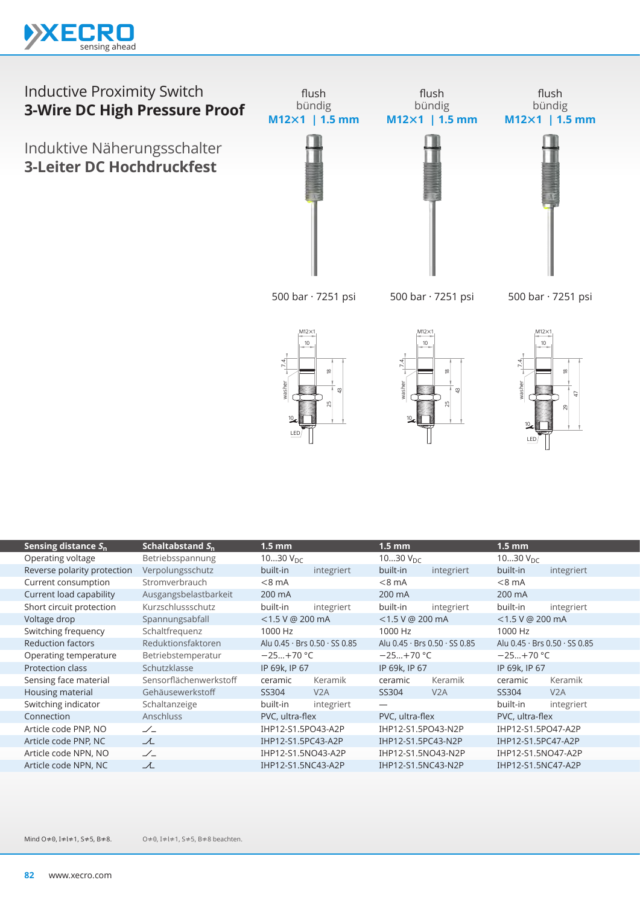# Inductive Proximity Switch
## 3-Wire DC High Pressure Proof

# Induktive Näherungsschalter
## 3-Leiter DC Hochdruckfest

| | | flush / bündig **M12×1 \| 1.5 mm** | flush / bündig **M12×1 \| 1.5 mm** | flush / bündig **M12×1 \| 1.5 mm** |
|---|---|---|---|---|
| | | 500 bar · 7251 psi | 500 bar · 7251 psi | 500 bar · 7251 psi |
| **Sensing distance $S_n$** | **Schaltabstand $S_n$** | **1.5 mm** | **1.5 mm** | **1.5 mm** |
| Operating voltage | Betriebsspannung | 10…30 $V_{DC}$ | 10…30 $V_{DC}$ | 10…30 $V_{DC}$ |
| Reverse polarity protection | Verpolungsschutz | built-in · integriert | built-in · integriert | built-in · integriert |
| Current consumption | Stromverbrauch | <8 mA | <8 mA | <8 mA |
| Current load capability | Ausgangsbelastbarkeit | 200 mA | 200 mA | 200 mA |
| Short circuit protection | Kurzschlussschutz | built-in · integriert | built-in · integriert | built-in · integriert |
| Voltage drop | Spannungsabfall | <1.5 V @ 200 mA | <1.5 V @ 200 mA | <1.5 V @ 200 mA |
| Switching frequency | Schaltfrequenz | 1000 Hz | 1000 Hz | 1000 Hz |
| Reduction factors | Reduktionsfaktoren | Alu 0.45 · Brs 0.50 · SS 0.85 | Alu 0.45 · Brs 0.50 · SS 0.85 | Alu 0.45 · Brs 0.50 · SS 0.85 |
| Operating temperature | Betriebstemperatur | −25…+70 °C | −25…+70 °C | −25…+70 °C |
| Protection class | Schutzklasse | IP 69k, IP 67 | IP 69k, IP 67 | IP 69k, IP 67 |
| Sensing face material | Sensorflächenwerkstoff | ceramic · Keramik | ceramic · Keramik | ceramic · Keramik |
| Housing material | Gehäusewerkstoff | SS304 · V2A | SS304 · V2A | SS304 · V2A |
| Switching indicator | Schaltanzeige | built-in · integriert | — | built-in · integriert |
| Connection | Anschluss | PVC, ultra-flex | PVC, ultra-flex | PVC, ultra-flex |
| Article code PNP, NO | | IHP12-S1.5PO43-A2P | IHP12-S1.5PO43-N2P | IHP12-S1.5PO47-A2P |
| Article code PNP, NC | | IHP12-S1.5PC43-A2P | IHP12-S1.5PC43-N2P | IHP12-S1.5PC47-A2P |
| Article code NPN, NO | | IHP12-S1.5NO43-A2P | IHP12-S1.5NO43-N2P | IHP12-S1.5NO47-A2P |
| Article code NPN, NC | | IHP12-S1.5NC43-A2P | IHP12-S1.5NC43-N2P | IHP12-S1.5NC47-A2P |

Mind O≠0, I≠l≠1, S≠5, B≠8.

O≠0, I≠l≠1, S≠5, B≠8 beachten.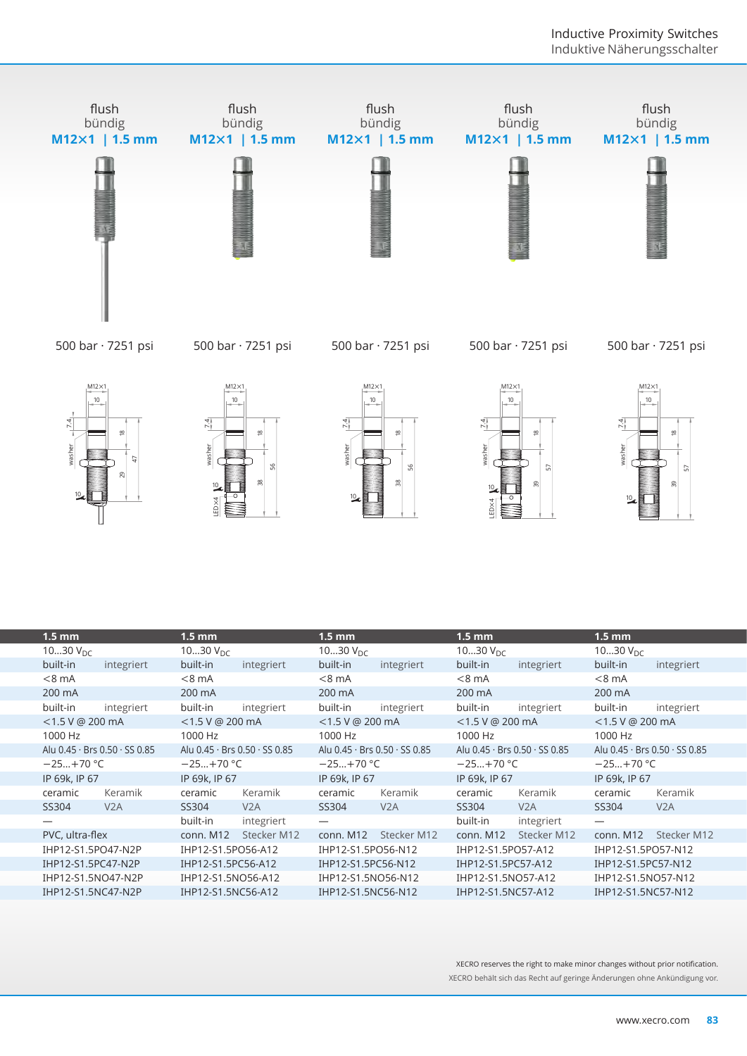| flush bündig M12×1 \| 1.5 mm | flush bündig M12×1 \| 1.5 mm | flush bündig M12×1 \| 1.5 mm | flush bündig M12×1 \| 1.5 mm | flush bündig M12×1 \| 1.5 mm |
|---|---|---|---|---|
| 500 bar · 7251 psi | 500 bar · 7251 psi | 500 bar · 7251 psi | 500 bar · 7251 psi | 500 bar · 7251 psi |

| 1.5 mm | | 1.5 mm | | 1.5 mm | | 1.5 mm | | 1.5 mm | |
|---|---|---|---|---|---|---|---|---|---|
| 10…30 $V_{DC}$ | | 10…30 $V_{DC}$ | | 10…30 $V_{DC}$ | | 10…30 $V_{DC}$ | | 10…30 $V_{DC}$ | |
| built-in | integriert | built-in | integriert | built-in | integriert | built-in | integriert | built-in | integriert |
| <8 mA | | <8 mA | | <8 mA | | <8 mA | | <8 mA | |
| 200 mA | | 200 mA | | 200 mA | | 200 mA | | 200 mA | |
| built-in | integriert | built-in | integriert | built-in | integriert | built-in | integriert | built-in | integriert |
| <1.5 V @ 200 mA | | <1.5 V @ 200 mA | | <1.5 V @ 200 mA | | <1.5 V @ 200 mA | | <1.5 V @ 200 mA | |
| 1000 Hz | | 1000 Hz | | 1000 Hz | | 1000 Hz | | 1000 Hz | |
| Alu 0.45 · Brs 0.50 · SS 0.85 | | Alu 0.45 · Brs 0.50 · SS 0.85 | | Alu 0.45 · Brs 0.50 · SS 0.85 | | Alu 0.45 · Brs 0.50 · SS 0.85 | | Alu 0.45 · Brs 0.50 · SS 0.85 | |
| −25…+70 °C | | −25…+70 °C | | −25…+70 °C | | −25…+70 °C | | −25…+70 °C | |
| IP 69k, IP 67 | | IP 69k, IP 67 | | IP 69k, IP 67 | | IP 69k, IP 67 | | IP 69k, IP 67 | |
| ceramic | Keramik | ceramic | Keramik | ceramic | Keramik | ceramic | Keramik | ceramic | Keramik |
| SS304 | V2A | SS304 | V2A | SS304 | V2A | SS304 | V2A | SS304 | V2A |
| — | | built-in | integriert | — | | built-in | integriert | — | |
| PVC, ultra-flex | | conn. M12 | Stecker M12 | conn. M12 | Stecker M12 | conn. M12 | Stecker M12 | conn. M12 | Stecker M12 |
| IHP12-S1.5PO47-N2P | | IHP12-S1.5PO56-A12 | | IHP12-S1.5PO56-N12 | | IHP12-S1.5PO57-A12 | | IHP12-S1.5PO57-N12 | |
| IHP12-S1.5PC47-N2P | | IHP12-S1.5PC56-A12 | | IHP12-S1.5PC56-N12 | | IHP12-S1.5PC57-A12 | | IHP12-S1.5PC57-N12 | |
| IHP12-S1.5NO47-N2P | | IHP12-S1.5NO56-A12 | | IHP12-S1.5NO56-N12 | | IHP12-S1.5NO57-A12 | | IHP12-S1.5NO57-N12 | |
| IHP12-S1.5NC47-N2P | | IHP12-S1.5NC56-A12 | | IHP12-S1.5NC56-N12 | | IHP12-S1.5NC57-A12 | | IHP12-S1.5NC57-N12 | |

XECRO reserves the right to make minor changes without prior notification.
XECRO behält sich das Recht auf geringe Änderungen ohne Ankündigung vor.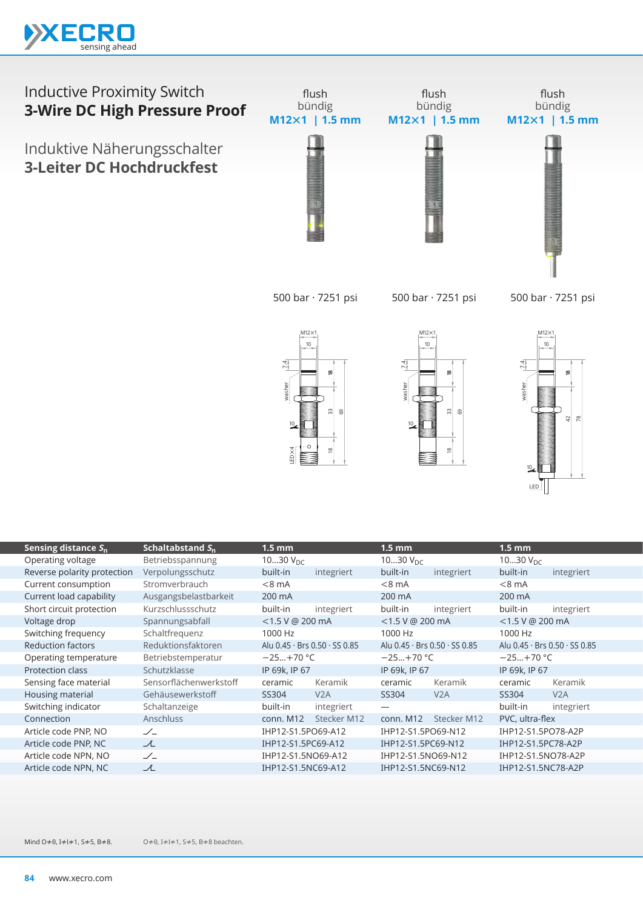# Inductive Proximity Switch
## 3-Wire DC High Pressure Proof

# Induktive Näherungsschalter
## 3-Leiter DC Hochdruckfest

| | | flush / bündig **M12×1 \| 1.5 mm** | | flush / bündig **M12×1 \| 1.5 mm** | | flush / bündig **M12×1 \| 1.5 mm** | |
|---|---|---|---|---|---|---|---|
| | | 500 bar · 7251 psi | | 500 bar · 7251 psi | | 500 bar · 7251 psi | |
| **Sensing distance $S_n$** | **Schaltabstand $S_n$** | **1.5 mm** | | **1.5 mm** | | **1.5 mm** | |
| Operating voltage | Betriebsspannung | 10…30 $V_{DC}$ | | 10…30 $V_{DC}$ | | 10…30 $V_{DC}$ | |
| Reverse polarity protection | Verpolungsschutz | built-in | integriert | built-in | integriert | built-in | integriert |
| Current consumption | Stromverbrauch | <8 mA | | <8 mA | | <8 mA | |
| Current load capability | Ausgangsbelastbarkeit | 200 mA | | 200 mA | | 200 mA | |
| Short circuit protection | Kurzschlussschutz | built-in | integriert | built-in | integriert | built-in | integriert |
| Voltage drop | Spannungsabfall | <1.5 V @ 200 mA | | <1.5 V @ 200 mA | | <1.5 V @ 200 mA | |
| Switching frequency | Schaltfrequenz | 1000 Hz | | 1000 Hz | | 1000 Hz | |
| Reduction factors | Reduktionsfaktoren | Alu 0.45 · Brs 0.50 · SS 0.85 | | Alu 0.45 · Brs 0.50 · SS 0.85 | | Alu 0.45 · Brs 0.50 · SS 0.85 | |
| Operating temperature | Betriebstemperatur | −25…+70 °C | | −25…+70 °C | | −25…+70 °C | |
| Protection class | Schutzklasse | IP 69k, IP 67 | | IP 69k, IP 67 | | IP 69k, IP 67 | |
| Sensing face material | Sensorflächenwerkstoff | ceramic | Keramik | ceramic | Keramik | ceramic | Keramik |
| Housing material | Gehäusewerkstoff | SS304 | V2A | SS304 | V2A | SS304 | V2A |
| Switching indicator | Schaltanzeige | built-in | integriert | — | | built-in | integriert |
| Connection | Anschluss | conn. M12 | Stecker M12 | conn. M12 | Stecker M12 | PVC, ultra-flex | |
| Article code PNP, NO | ⁄‾ | IHP12-S1.5PO69-A12 | | IHP12-S1.5PO69-N12 | | IHP12-S1.5PO78-A2P | |
| Article code PNP, NC | ⊥ | IHP12-S1.5PC69-A12 | | IHP12-S1.5PC69-N12 | | IHP12-S1.5PC78-A2P | |
| Article code NPN, NO | ⁄‾ | IHP12-S1.5NO69-A12 | | IHP12-S1.5NO69-N12 | | IHP12-S1.5NO78-A2P | |
| Article code NPN, NC | ⊥ | IHP12-S1.5NC69-A12 | | IHP12-S1.5NC69-N12 | | IHP12-S1.5NC78-A2P | |

Mind O≠0, I≠l≠1, S≠5, B≠8. O≠0, I≠l≠1, S≠5, B≠8 beachten.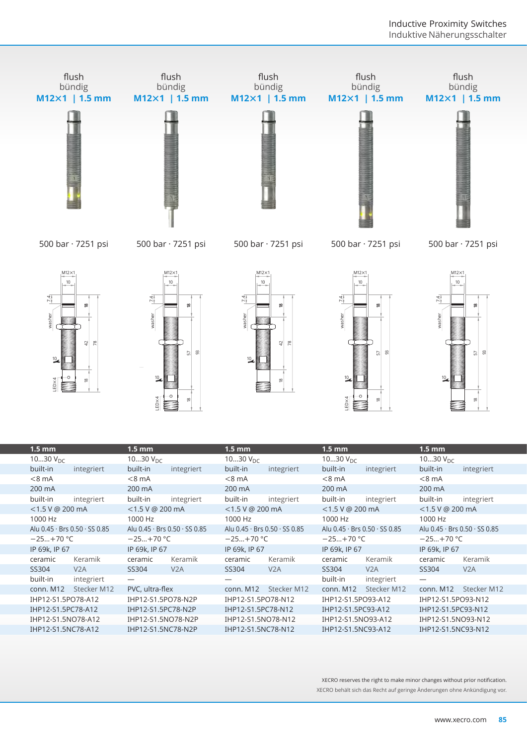| flush bündig **M12×1 \| 1.5 mm** | flush bündig **M12×1 \| 1.5 mm** | flush bündig **M12×1 \| 1.5 mm** | flush bündig **M12×1 \| 1.5 mm** | flush bündig **M12×1 \| 1.5 mm** |
|---|---|---|---|---|
| 500 bar · 7251 psi | 500 bar · 7251 psi | 500 bar · 7251 psi | 500 bar · 7251 psi | 500 bar · 7251 psi |

| **1.5 mm** | | **1.5 mm** | | **1.5 mm** | | **1.5 mm** | | **1.5 mm** | |
|---|---|---|---|---|---|---|---|---|---|
| 10…30 $V_{DC}$ | | 10…30 $V_{DC}$ | | 10…30 $V_{DC}$ | | 10…30 $V_{DC}$ | | 10…30 $V_{DC}$ | |
| built-in | integriert | built-in | integriert | built-in | integriert | built-in | integriert | built-in | integriert |
| <8 mA | | <8 mA | | <8 mA | | <8 mA | | <8 mA | |
| 200 mA | | 200 mA | | 200 mA | | 200 mA | | 200 mA | |
| built-in | integriert | built-in | integriert | built-in | integriert | built-in | integriert | built-in | integriert |
| <1.5 V @ 200 mA | | <1.5 V @ 200 mA | | <1.5 V @ 200 mA | | <1.5 V @ 200 mA | | <1.5 V @ 200 mA | |
| 1000 Hz | | 1000 Hz | | 1000 Hz | | 1000 Hz | | 1000 Hz | |
| Alu 0.45 · Brs 0.50 · SS 0.85 | | Alu 0.45 · Brs 0.50 · SS 0.85 | | Alu 0.45 · Brs 0.50 · SS 0.85 | | Alu 0.45 · Brs 0.50 · SS 0.85 | | Alu 0.45 · Brs 0.50 · SS 0.85 | |
| −25…+70 °C | | −25…+70 °C | | −25…+70 °C | | −25…+70 °C | | −25…+70 °C | |
| IP 69k, IP 67 | | IP 69k, IP 67 | | IP 69k, IP 67 | | IP 69k, IP 67 | | IP 69k, IP 67 | |
| ceramic | Keramik | ceramic | Keramik | ceramic | Keramik | ceramic | Keramik | ceramic | Keramik |
| SS304 | V2A | SS304 | V2A | SS304 | V2A | SS304 | V2A | SS304 | V2A |
| built-in | integriert | — | | — | | built-in | integriert | — | |
| conn. M12 | Stecker M12 | PVC, ultra-flex | | conn. M12 | Stecker M12 | conn. M12 | Stecker M12 | conn. M12 | Stecker M12 |
| IHP12-S1.5PO78-A12 | | IHP12-S1.5PO78-N2P | | IHP12-S1.5PO78-N12 | | IHP12-S1.5PO93-A12 | | IHP12-S1.5PO93-N12 | |
| IHP12-S1.5PC78-A12 | | IHP12-S1.5PC78-N2P | | IHP12-S1.5PC78-N12 | | IHP12-S1.5PC93-A12 | | IHP12-S1.5PC93-N12 | |
| IHP12-S1.5NO78-A12 | | IHP12-S1.5NO78-N2P | | IHP12-S1.5NO78-N12 | | IHP12-S1.5NO93-A12 | | IHP12-S1.5NO93-N12 | |
| IHP12-S1.5NC78-A12 | | IHP12-S1.5NC78-N2P | | IHP12-S1.5NC78-N12 | | IHP12-S1.5NC93-A12 | | IHP12-S1.5NC93-N12 | |

XECRO reserves the right to make minor changes without prior notification.
XECRO behält sich das Recht auf geringe Änderungen ohne Ankündigung vor.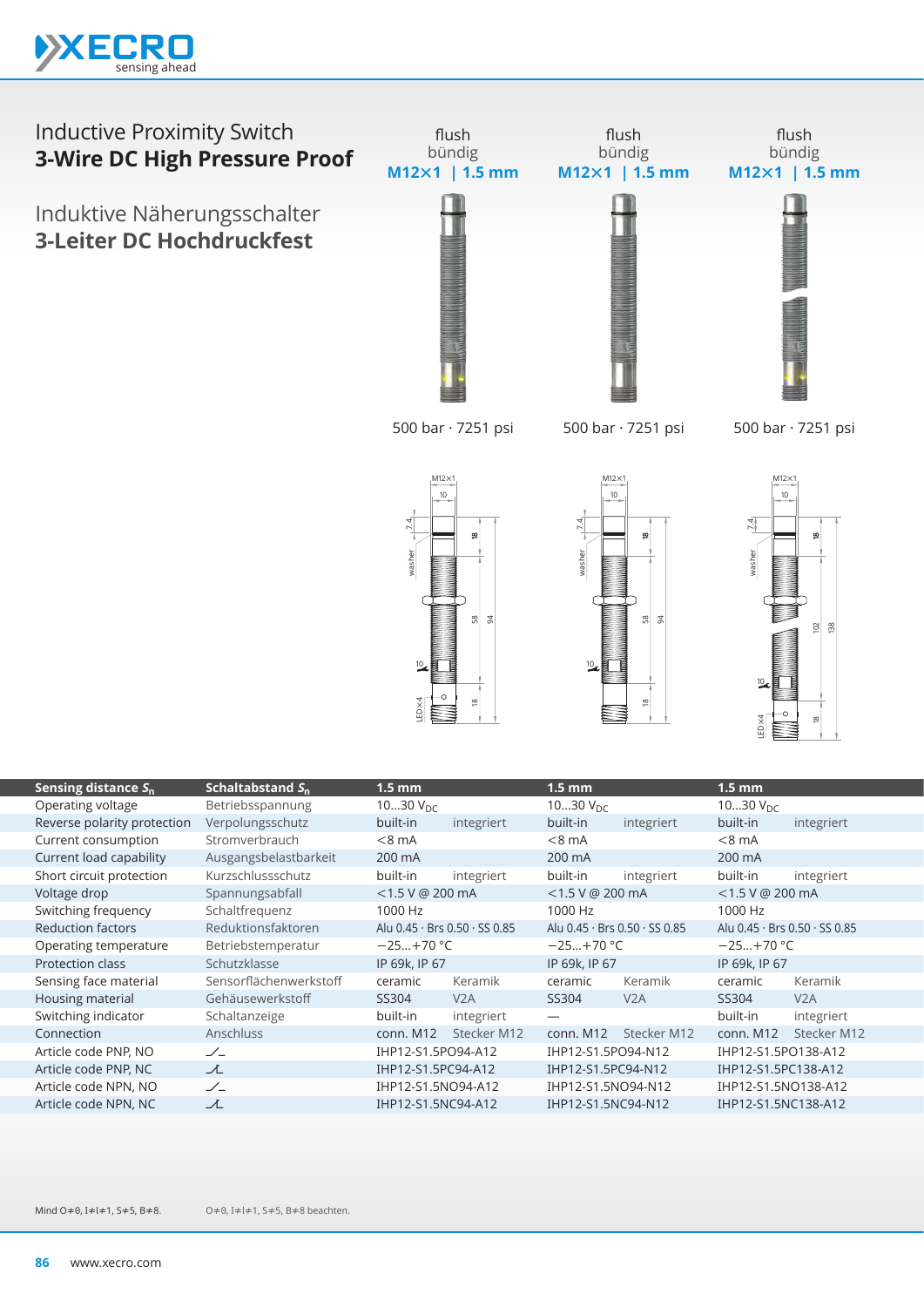# Inductive Proximity Switch
## 3-Wire DC High Pressure Proof

# Induktive Näherungsschalter
## 3-Leiter DC Hochdruckfest

| flush / bündig | flush / bündig | flush / bündig |
|---|---|---|
| **M12×1 \| 1.5 mm** | **M12×1 \| 1.5 mm** | **M12×1 \| 1.5 mm** |
| 500 bar · 7251 psi | 500 bar · 7251 psi | 500 bar · 7251 psi |

| **Sensing distance $S_n$** | **Schaltabstand $S_n$** | **1.5 mm** | **1.5 mm** | **1.5 mm** |
|---|---|---|---|---|
| Operating voltage | Betriebsspannung | 10…30 $V_{DC}$ | 10…30 $V_{DC}$ | 10…30 $V_{DC}$ |
| Reverse polarity protection | Verpolungsschutz | built-in integriert | built-in integriert | built-in integriert |
| Current consumption | Stromverbrauch | <8 mA | <8 mA | <8 mA |
| Current load capability | Ausgangsbelastbarkeit | 200 mA | 200 mA | 200 mA |
| Short circuit protection | Kurzschlussschutz | built-in integriert | built-in integriert | built-in integriert |
| Voltage drop | Spannungsabfall | <1.5 V @ 200 mA | <1.5 V @ 200 mA | <1.5 V @ 200 mA |
| Switching frequency | Schaltfrequenz | 1000 Hz | 1000 Hz | 1000 Hz |
| Reduction factors | Reduktionsfaktoren | Alu 0.45 · Brs 0.50 · SS 0.85 | Alu 0.45 · Brs 0.50 · SS 0.85 | Alu 0.45 · Brs 0.50 · SS 0.85 |
| Operating temperature | Betriebstemperatur | −25…+70 °C | −25…+70 °C | −25…+70 °C |
| Protection class | Schutzklasse | IP 69k, IP 67 | IP 69k, IP 67 | IP 69k, IP 67 |
| Sensing face material | Sensorflächenwerkstoff | ceramic Keramik | ceramic Keramik | ceramic Keramik |
| Housing material | Gehäusewerkstoff | SS304 V2A | SS304 V2A | SS304 V2A |
| Switching indicator | Schaltanzeige | built-in integriert | — | built-in integriert |
| Connection | Anschluss | conn. M12 Stecker M12 | conn. M12 Stecker M12 | conn. M12 Stecker M12 |
| Article code PNP, NO | | IHP12-S1.5PO94-A12 | IHP12-S1.5PO94-N12 | IHP12-S1.5PO138-A12 |
| Article code PNP, NC | | IHP12-S1.5PC94-A12 | IHP12-S1.5PC94-N12 | IHP12-S1.5PC138-A12 |
| Article code NPN, NO | | IHP12-S1.5NO94-A12 | IHP12-S1.5NO94-N12 | IHP12-S1.5NO138-A12 |
| Article code NPN, NC | | IHP12-S1.5NC94-A12 | IHP12-S1.5NC94-N12 | IHP12-S1.5NC138-A12 |

Mind O≠0, I≠l≠1, S≠5, B≠8.    O≠0, I≠l≠1, S≠5, B≠8 beachten.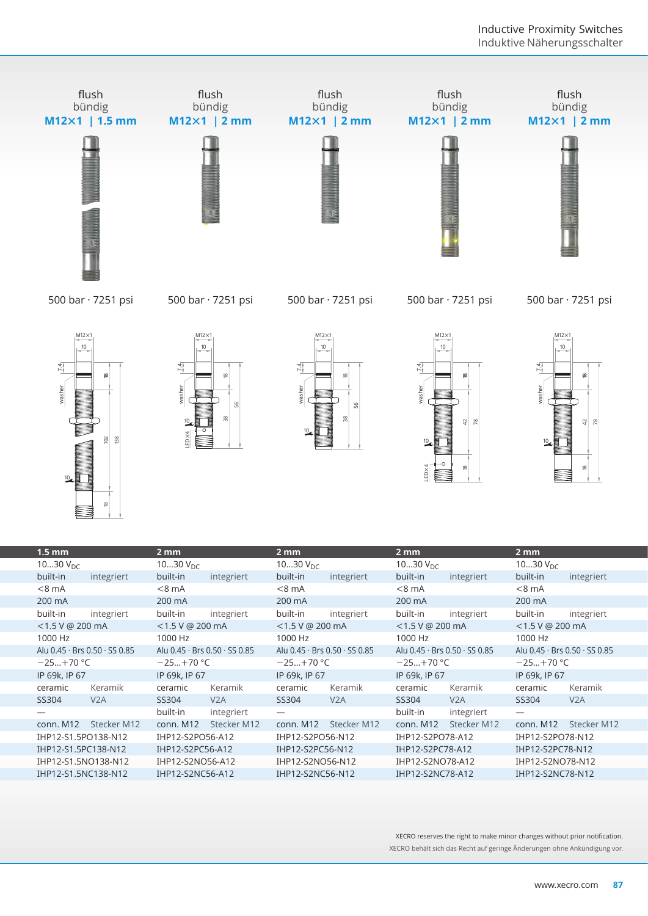| flush<br>bündig<br>**M12×1 \| 1.5 mm** | flush<br>bündig<br>**M12×1 \| 2 mm** | flush<br>bündig<br>**M12×1 \| 2 mm** | flush<br>bündig<br>**M12×1 \| 2 mm** | flush<br>bündig<br>**M12×1 \| 2 mm** |
|---|---|---|---|---|
| 500 bar · 7251 psi | 500 bar · 7251 psi | 500 bar · 7251 psi | 500 bar · 7251 psi | 500 bar · 7251 psi |

| **1.5 mm** | | **2 mm** | | **2 mm** | | **2 mm** | | **2 mm** | |
|---|---|---|---|---|---|---|---|---|---|
| 10…30 $V_{DC}$ | | 10…30 $V_{DC}$ | | 10…30 $V_{DC}$ | | 10…30 $V_{DC}$ | | 10…30 $V_{DC}$ | |
| built-in | integriert | built-in | integriert | built-in | integriert | built-in | integriert | built-in | integriert |
| <8 mA | | <8 mA | | <8 mA | | <8 mA | | <8 mA | |
| 200 mA | | 200 mA | | 200 mA | | 200 mA | | 200 mA | |
| built-in | integriert | built-in | integriert | built-in | integriert | built-in | integriert | built-in | integriert |
| <1.5 V @ 200 mA | | <1.5 V @ 200 mA | | <1.5 V @ 200 mA | | <1.5 V @ 200 mA | | <1.5 V @ 200 mA | |
| 1000 Hz | | 1000 Hz | | 1000 Hz | | 1000 Hz | | 1000 Hz | |
| Alu 0.45 · Brs 0.50 · SS 0.85 | | Alu 0.45 · Brs 0.50 · SS 0.85 | | Alu 0.45 · Brs 0.50 · SS 0.85 | | Alu 0.45 · Brs 0.50 · SS 0.85 | | Alu 0.45 · Brs 0.50 · SS 0.85 | |
| −25…+70 °C | | −25…+70 °C | | −25…+70 °C | | −25…+70 °C | | −25…+70 °C | |
| IP 69k, IP 67 | | IP 69k, IP 67 | | IP 69k, IP 67 | | IP 69k, IP 67 | | IP 69k, IP 67 | |
| ceramic | Keramik | ceramic | Keramik | ceramic | Keramik | ceramic | Keramik | ceramic | Keramik |
| SS304 | V2A | SS304 | V2A | SS304 | V2A | SS304 | V2A | SS304 | V2A |
| — | | built-in | integriert | — | | built-in | integriert | — | |
| conn. M12 | Stecker M12 | conn. M12 | Stecker M12 | conn. M12 | Stecker M12 | conn. M12 | Stecker M12 | conn. M12 | Stecker M12 |
| IHP12-S1.5PO138-N12 | | IHP12-S2PO56-A12 | | IHP12-S2PO56-N12 | | IHP12-S2PO78-A12 | | IHP12-S2PO78-N12 | |
| IHP12-S1.5PC138-N12 | | IHP12-S2PC56-A12 | | IHP12-S2PC56-N12 | | IHP12-S2PC78-A12 | | IHP12-S2PC78-N12 | |
| IHP12-S1.5NO138-N12 | | IHP12-S2NO56-A12 | | IHP12-S2NO56-N12 | | IHP12-S2NO78-A12 | | IHP12-S2NO78-N12 | |
| IHP12-S1.5NC138-N12 | | IHP12-S2NC56-A12 | | IHP12-S2NC56-N12 | | IHP12-S2NC78-A12 | | IHP12-S2NC78-N12 | |

XECRO reserves the right to make minor changes without prior notification.
XECRO behält sich das Recht auf geringe Änderungen ohne Ankündigung vor.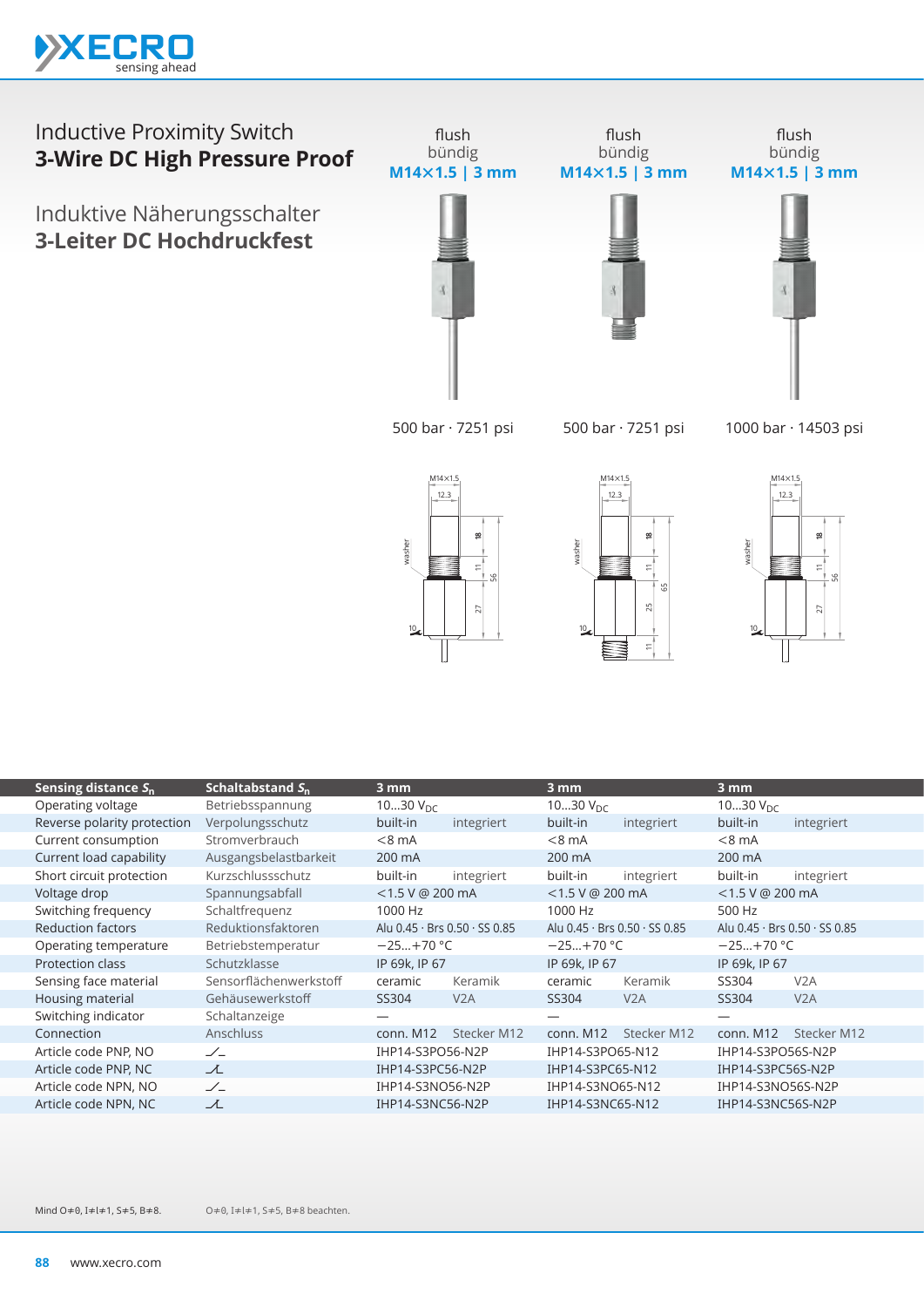# Inductive Proximity Switch
## 3-Wire DC High Pressure Proof

# Induktive Näherungsschalter
## 3-Leiter DC Hochdruckfest

| | flush / bündig M14×1.5 \| 3 mm | flush / bündig M14×1.5 \| 3 mm | flush / bündig M14×1.5 \| 3 mm |
|---|---|---|---|
| | 500 bar · 7251 psi | 500 bar · 7251 psi | 1000 bar · 14503 psi |

| Sensing distance $S_n$ | Schaltabstand $S_n$ | 3 mm | | 3 mm | | 3 mm | |
|---|---|---|---|---|---|---|---|
| Operating voltage | Betriebsspannung | 10…30 $V_{DC}$ | | 10…30 $V_{DC}$ | | 10…30 $V_{DC}$ | |
| Reverse polarity protection | Verpolungsschutz | built-in | integriert | built-in | integriert | built-in | integriert |
| Current consumption | Stromverbrauch | <8 mA | | <8 mA | | <8 mA | |
| Current load capability | Ausgangsbelastbarkeit | 200 mA | | 200 mA | | 200 mA | |
| Short circuit protection | Kurzschlussschutz | built-in | integriert | built-in | integriert | built-in | integriert |
| Voltage drop | Spannungsabfall | <1.5 V @ 200 mA | | <1.5 V @ 200 mA | | <1.5 V @ 200 mA | |
| Switching frequency | Schaltfrequenz | 1000 Hz | | 1000 Hz | | 500 Hz | |
| Reduction factors | Reduktionsfaktoren | Alu 0.45 · Brs 0.50 · SS 0.85 | | Alu 0.45 · Brs 0.50 · SS 0.85 | | Alu 0.45 · Brs 0.50 · SS 0.85 | |
| Operating temperature | Betriebstemperatur | −25…+70 °C | | −25…+70 °C | | −25…+70 °C | |
| Protection class | Schutzklasse | IP 69k, IP 67 | | IP 69k, IP 67 | | IP 69k, IP 67 | |
| Sensing face material | Sensorflächenwerkstoff | ceramic | Keramik | ceramic | Keramik | SS304 | V2A |
| Housing material | Gehäusewerkstoff | SS304 | V2A | SS304 | V2A | SS304 | V2A |
| Switching indicator | Schaltanzeige | — | | — | | — | |
| Connection | Anschluss | conn. M12 | Stecker M12 | conn. M12 | Stecker M12 | conn. M12 | Stecker M12 |
| Article code PNP, NO | ⁄_ | IHP14-S3PO56-N2P | | IHP14-S3PO65-N12 | | IHP14-S3PO56S-N2P | |
| Article code PNP, NC | ⁄̲ | IHP14-S3PC56-N2P | | IHP14-S3PC65-N12 | | IHP14-S3PC56S-N2P | |
| Article code NPN, NO | ⁄_ | IHP14-S3NO56-N2P | | IHP14-S3NO65-N12 | | IHP14-S3NO56S-N2P | |
| Article code NPN, NC | ⁄̲ | IHP14-S3NC56-N2P | | IHP14-S3NC65-N12 | | IHP14-S3NC56S-N2P | |

Mind O≠0, I≠l≠1, S≠5, B≠8. O≠0, I≠l≠1, S≠5, B≠8 beachten.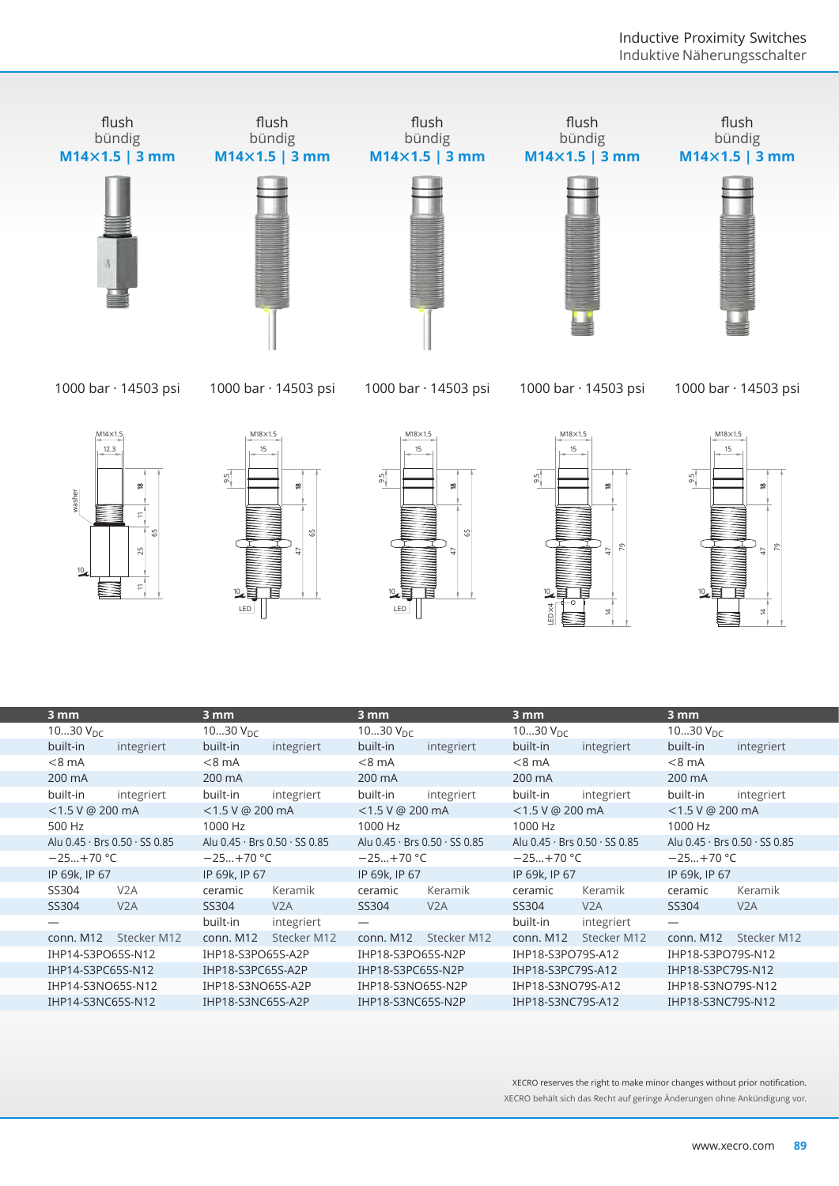| flush<br>bündig<br>**M14×1.5 \| 3 mm** | flush<br>bündig<br>**M14×1.5 \| 3 mm** | flush<br>bündig<br>**M14×1.5 \| 3 mm** | flush<br>bündig<br>**M14×1.5 \| 3 mm** | flush<br>bündig<br>**M14×1.5 \| 3 mm** |
|---|---|---|---|---|
| 1000 bar · 14503 psi | 1000 bar · 14503 psi | 1000 bar · 14503 psi | 1000 bar · 14503 psi | 1000 bar · 14503 psi |

M14×1.5
12.3
washer
18
11
65
25
11
10

M18×1.5
15
9.5
18
65
47
10
LED

M18×1.5
15
9.5
18
65
47
10
LED

M18×1.5
15
9.5
18
79
47
10
LED×4
14

M18×1.5
15
9.5
18
79
47
10
14

| **3 mm** | | **3 mm** | | **3 mm** | | **3 mm** | | **3 mm** | |
|---|---|---|---|---|---|---|---|---|---|
| 10…30 $V_{DC}$ | | 10…30 $V_{DC}$ | | 10…30 $V_{DC}$ | | 10…30 $V_{DC}$ | | 10…30 $V_{DC}$ | |
| built-in | integriert | built-in | integriert | built-in | integriert | built-in | integriert | built-in | integriert |
| <8 mA | | <8 mA | | <8 mA | | <8 mA | | <8 mA | |
| 200 mA | | 200 mA | | 200 mA | | 200 mA | | 200 mA | |
| built-in | integriert | built-in | integriert | built-in | integriert | built-in | integriert | built-in | integriert |
| <1.5 V @ 200 mA | | <1.5 V @ 200 mA | | <1.5 V @ 200 mA | | <1.5 V @ 200 mA | | <1.5 V @ 200 mA | |
| 500 Hz | | 1000 Hz | | 1000 Hz | | 1000 Hz | | 1000 Hz | |
| Alu 0.45 · Brs 0.50 · SS 0.85 | | Alu 0.45 · Brs 0.50 · SS 0.85 | | Alu 0.45 · Brs 0.50 · SS 0.85 | | Alu 0.45 · Brs 0.50 · SS 0.85 | | Alu 0.45 · Brs 0.50 · SS 0.85 | |
| −25…+70 °C | | −25…+70 °C | | −25…+70 °C | | −25…+70 °C | | −25…+70 °C | |
| IP 69k, IP 67 | | IP 69k, IP 67 | | IP 69k, IP 67 | | IP 69k, IP 67 | | IP 69k, IP 67 | |
| SS304 | V2A | ceramic | Keramik | ceramic | Keramik | ceramic | Keramik | ceramic | Keramik |
| SS304 | V2A | SS304 | V2A | SS304 | V2A | SS304 | V2A | SS304 | V2A |
| — | | built-in | integriert | — | | built-in | integriert | — | |
| conn. M12 | Stecker M12 | conn. M12 | Stecker M12 | conn. M12 | Stecker M12 | conn. M12 | Stecker M12 | conn. M12 | Stecker M12 |
| IHP14-S3PO65S-N12 | | IHP18-S3PO65S-A2P | | IHP18-S3PO65S-N2P | | IHP18-S3PO79S-A12 | | IHP18-S3PO79S-N12 | |
| IHP14-S3PC65S-N12 | | IHP18-S3PC65S-A2P | | IHP18-S3PC65S-N2P | | IHP18-S3PC79S-A12 | | IHP18-S3PC79S-N12 | |
| IHP14-S3NO65S-N12 | | IHP18-S3NO65S-A2P | | IHP18-S3NO65S-N2P | | IHP18-S3NO79S-A12 | | IHP18-S3NO79S-N12 | |
| IHP14-S3NC65S-N12 | | IHP18-S3NC65S-A2P | | IHP18-S3NC65S-N2P | | IHP18-S3NC79S-A12 | | IHP18-S3NC79S-N12 | |

XECRO reserves the right to make minor changes without prior notification.
XECRO behält sich das Recht auf geringe Änderungen ohne Ankündigung vor.